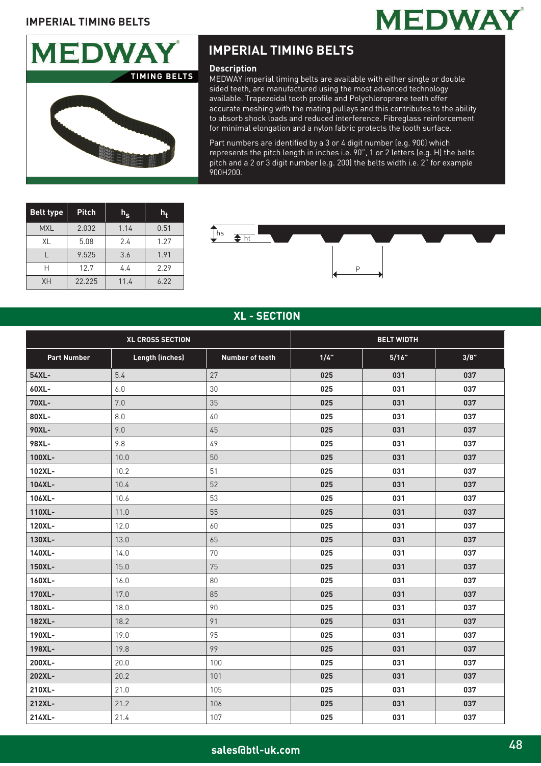# IMPERIAL TIMING BELTS

## Description

MEDWAY imperial timing belts are available with either single or double sided teeth, are manufactured using the most advanced technology available. Trapezoidal tooth profile and Polychloroprene teeth offer accurate meshing with the mating pulleys and this contributes to the ability to absorb shock loads and reduced interference. Fibreglass reinforcement for minimal elongation and a nylon fabric protects the tooth surface.

Part numbers are identified by a 3 or 4 digit number (e.g. 900) which represents the pitch length in inches i.e. 90", 1 or 2 letters (e.g. H) the belts pitch and a 2 or 3 digit number (e.g. 200) the belts width i.e. 2" for example 900H200.

| Belt type | Pitch | $h_s$ | $h_t$ |
|---|---|---|---|
| MXL | 2.032 | 1.14 | 0.51 |
| XL | 5.08 | 2.4 | 1.27 |
| L | 9.525 | 3.6 | 1.91 |
| H | 12.7 | 4.4 | 2.29 |
| XH | 22.225 | 11.4 | 6.22 |

## XL - SECTION

| XL CROSS SECTION | | | BELT WIDTH | | |
|---|---|---|---|---|---|
| **Part Number** | **Length (inches)** | **Number of teeth** | **1/4"** | **5/16"** | **3/8"** |
| **54XL-** | 5.4 | 27 | **025** | **031** | **037** |
| **60XL-** | 6.0 | 30 | **025** | **031** | **037** |
| **70XL-** | 7.0 | 35 | **025** | **031** | **037** |
| **80XL-** | 8.0 | 40 | **025** | **031** | **037** |
| **90XL-** | 9.0 | 45 | **025** | **031** | **037** |
| **98XL-** | 9.8 | 49 | **025** | **031** | **037** |
| **100XL-** | 10.0 | 50 | **025** | **031** | **037** |
| **102XL-** | 10.2 | 51 | **025** | **031** | **037** |
| **104XL-** | 10.4 | 52 | **025** | **031** | **037** |
| **106XL-** | 10.6 | 53 | **025** | **031** | **037** |
| **110XL-** | 11.0 | 55 | **025** | **031** | **037** |
| **120XL-** | 12.0 | 60 | **025** | **031** | **037** |
| **130XL-** | 13.0 | 65 | **025** | **031** | **037** |
| **140XL-** | 14.0 | 70 | **025** | **031** | **037** |
| **150XL-** | 15.0 | 75 | **025** | **031** | **037** |
| **160XL-** | 16.0 | 80 | **025** | **031** | **037** |
| **170XL-** | 17.0 | 85 | **025** | **031** | **037** |
| **180XL-** | 18.0 | 90 | **025** | **031** | **037** |
| **182XL-** | 18.2 | 91 | **025** | **031** | **037** |
| **190XL-** | 19.0 | 95 | **025** | **031** | **037** |
| **198XL-** | 19.8 | 99 | **025** | **031** | **037** |
| **200XL-** | 20.0 | 100 | **025** | **031** | **037** |
| **202XL-** | 20.2 | 101 | **025** | **031** | **037** |
| **210XL-** | 21.0 | 105 | **025** | **031** | **037** |
| **212XL-** | 21.2 | 106 | **025** | **031** | **037** |
| **214XL-** | 21.4 | 107 | **025** | **031** | **037** |

**sales@btl-uk.com**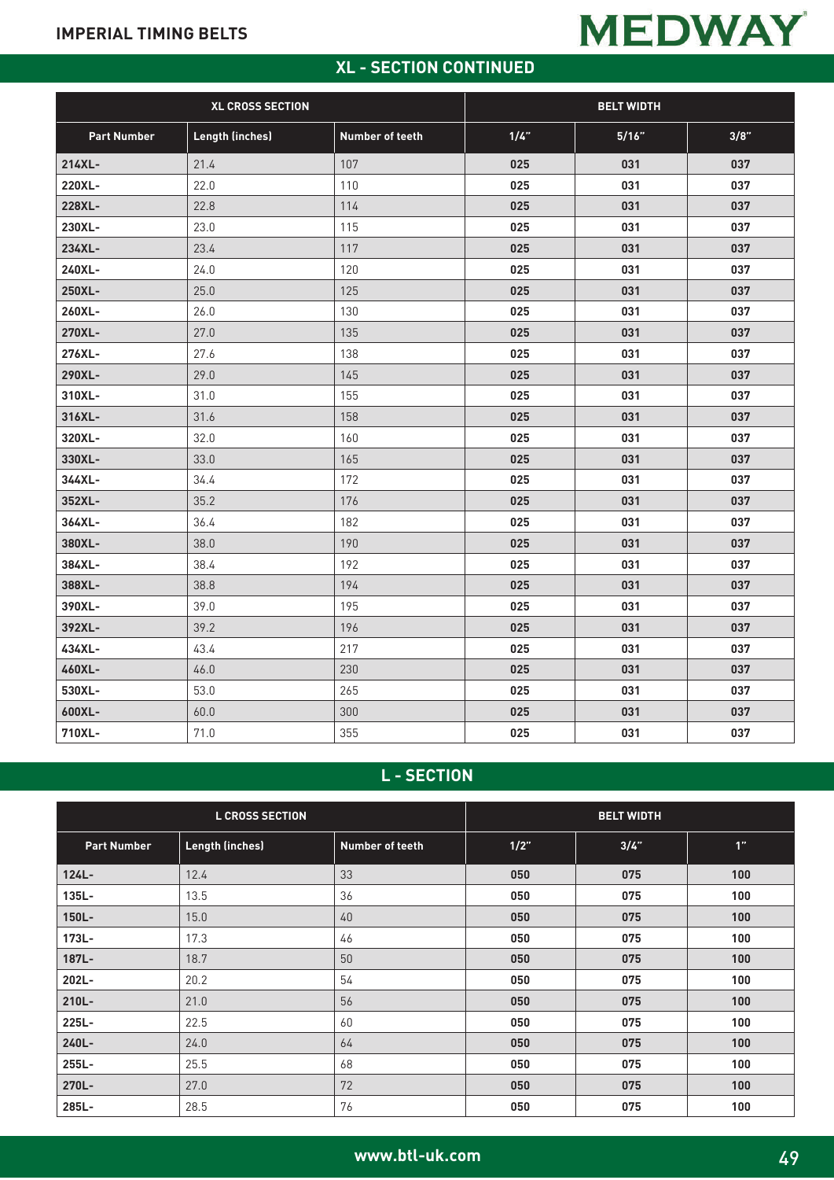## XL - SECTION CONTINUED

| XL CROSS SECTION | | | BELT WIDTH | | |
|---|---|---|---|---|---|
| Part Number | Length (inches) | Number of teeth | 1/4" | 5/16" | 3/8" |
| 214XL- | 21.4 | 107 | 025 | 031 | 037 |
| 220XL- | 22.0 | 110 | 025 | 031 | 037 |
| 228XL- | 22.8 | 114 | 025 | 031 | 037 |
| 230XL- | 23.0 | 115 | 025 | 031 | 037 |
| 234XL- | 23.4 | 117 | 025 | 031 | 037 |
| 240XL- | 24.0 | 120 | 025 | 031 | 037 |
| 250XL- | 25.0 | 125 | 025 | 031 | 037 |
| 260XL- | 26.0 | 130 | 025 | 031 | 037 |
| 270XL- | 27.0 | 135 | 025 | 031 | 037 |
| 276XL- | 27.6 | 138 | 025 | 031 | 037 |
| 290XL- | 29.0 | 145 | 025 | 031 | 037 |
| 310XL- | 31.0 | 155 | 025 | 031 | 037 |
| 316XL- | 31.6 | 158 | 025 | 031 | 037 |
| 320XL- | 32.0 | 160 | 025 | 031 | 037 |
| 330XL- | 33.0 | 165 | 025 | 031 | 037 |
| 344XL- | 34.4 | 172 | 025 | 031 | 037 |
| 352XL- | 35.2 | 176 | 025 | 031 | 037 |
| 364XL- | 36.4 | 182 | 025 | 031 | 037 |
| 380XL- | 38.0 | 190 | 025 | 031 | 037 |
| 384XL- | 38.4 | 192 | 025 | 031 | 037 |
| 388XL- | 38.8 | 194 | 025 | 031 | 037 |
| 390XL- | 39.0 | 195 | 025 | 031 | 037 |
| 392XL- | 39.2 | 196 | 025 | 031 | 037 |
| 434XL- | 43.4 | 217 | 025 | 031 | 037 |
| 460XL- | 46.0 | 230 | 025 | 031 | 037 |
| 530XL- | 53.0 | 265 | 025 | 031 | 037 |
| 600XL- | 60.0 | 300 | 025 | 031 | 037 |
| 710XL- | 71.0 | 355 | 025 | 031 | 037 |

## L - SECTION

| L CROSS SECTION | | | BELT WIDTH | | |
|---|---|---|---|---|---|
| Part Number | Length (inches) | Number of teeth | 1/2" | 3/4" | 1" |
| 124L- | 12.4 | 33 | 050 | 075 | 100 |
| 135L- | 13.5 | 36 | 050 | 075 | 100 |
| 150L- | 15.0 | 40 | 050 | 075 | 100 |
| 173L- | 17.3 | 46 | 050 | 075 | 100 |
| 187L- | 18.7 | 50 | 050 | 075 | 100 |
| 202L- | 20.2 | 54 | 050 | 075 | 100 |
| 210L- | 21.0 | 56 | 050 | 075 | 100 |
| 225L- | 22.5 | 60 | 050 | 075 | 100 |
| 240L- | 24.0 | 64 | 050 | 075 | 100 |
| 255L- | 25.5 | 68 | 050 | 075 | 100 |
| 270L- | 27.0 | 72 | 050 | 075 | 100 |
| 285L- | 28.5 | 76 | 050 | 075 | 100 |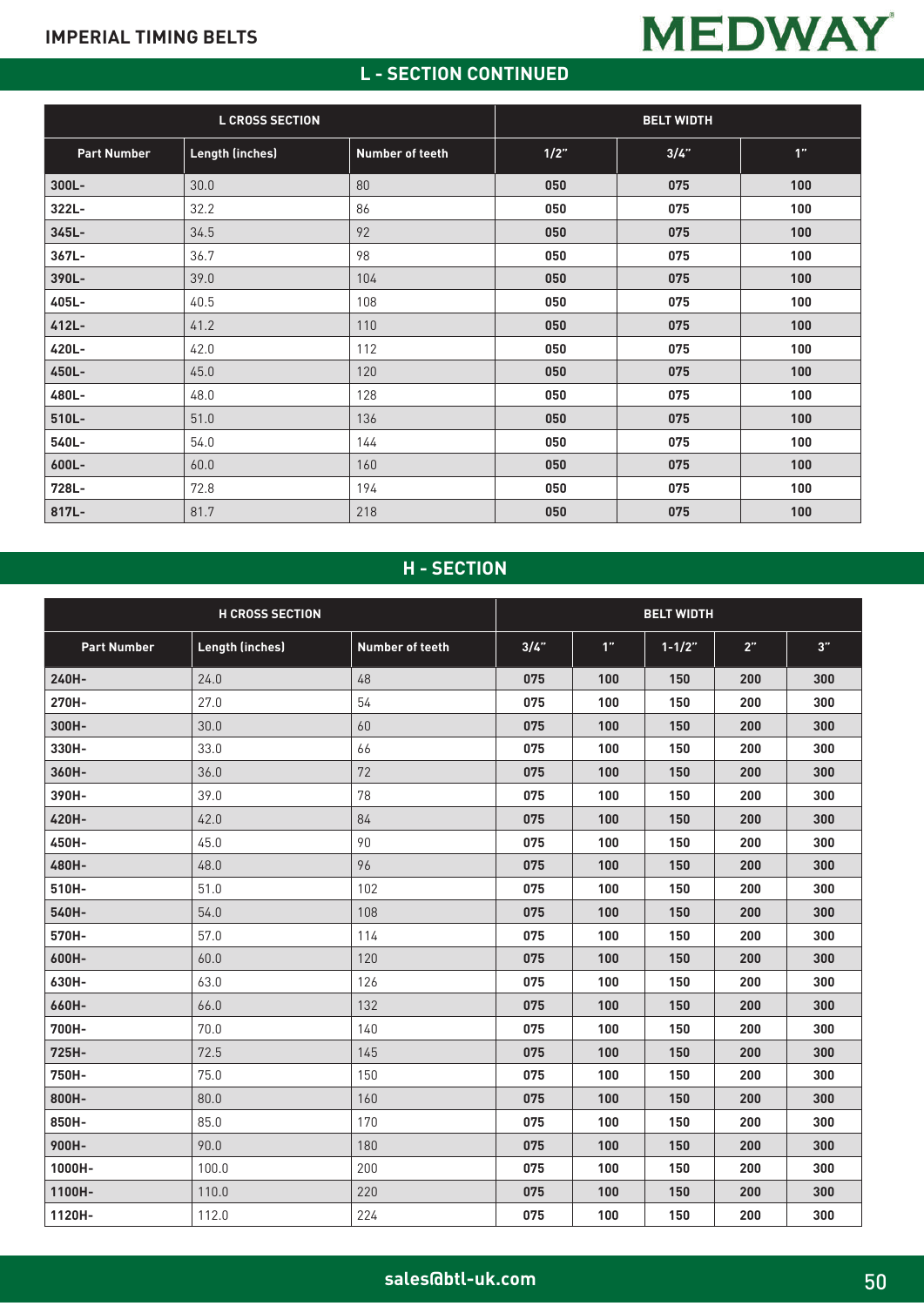## L - SECTION CONTINUED

| L CROSS SECTION | | | BELT WIDTH | | |
|---|---|---|---|---|---|
| Part Number | Length (inches) | Number of teeth | 1/2" | 3/4" | 1" |
| 300L- | 30.0 | 80 | 050 | 075 | 100 |
| 322L- | 32.2 | 86 | 050 | 075 | 100 |
| 345L- | 34.5 | 92 | 050 | 075 | 100 |
| 367L- | 36.7 | 98 | 050 | 075 | 100 |
| 390L- | 39.0 | 104 | 050 | 075 | 100 |
| 405L- | 40.5 | 108 | 050 | 075 | 100 |
| 412L- | 41.2 | 110 | 050 | 075 | 100 |
| 420L- | 42.0 | 112 | 050 | 075 | 100 |
| 450L- | 45.0 | 120 | 050 | 075 | 100 |
| 480L- | 48.0 | 128 | 050 | 075 | 100 |
| 510L- | 51.0 | 136 | 050 | 075 | 100 |
| 540L- | 54.0 | 144 | 050 | 075 | 100 |
| 600L- | 60.0 | 160 | 050 | 075 | 100 |
| 728L- | 72.8 | 194 | 050 | 075 | 100 |
| 817L- | 81.7 | 218 | 050 | 075 | 100 |

## H - SECTION

| H CROSS SECTION | | | BELT WIDTH | | | | |
|---|---|---|---|---|---|---|---|
| Part Number | Length (inches) | Number of teeth | 3/4" | 1" | 1-1/2" | 2" | 3" |
| 240H- | 24.0 | 48 | 075 | 100 | 150 | 200 | 300 |
| 270H- | 27.0 | 54 | 075 | 100 | 150 | 200 | 300 |
| 300H- | 30.0 | 60 | 075 | 100 | 150 | 200 | 300 |
| 330H- | 33.0 | 66 | 075 | 100 | 150 | 200 | 300 |
| 360H- | 36.0 | 72 | 075 | 100 | 150 | 200 | 300 |
| 390H- | 39.0 | 78 | 075 | 100 | 150 | 200 | 300 |
| 420H- | 42.0 | 84 | 075 | 100 | 150 | 200 | 300 |
| 450H- | 45.0 | 90 | 075 | 100 | 150 | 200 | 300 |
| 480H- | 48.0 | 96 | 075 | 100 | 150 | 200 | 300 |
| 510H- | 51.0 | 102 | 075 | 100 | 150 | 200 | 300 |
| 540H- | 54.0 | 108 | 075 | 100 | 150 | 200 | 300 |
| 570H- | 57.0 | 114 | 075 | 100 | 150 | 200 | 300 |
| 600H- | 60.0 | 120 | 075 | 100 | 150 | 200 | 300 |
| 630H- | 63.0 | 126 | 075 | 100 | 150 | 200 | 300 |
| 660H- | 66.0 | 132 | 075 | 100 | 150 | 200 | 300 |
| 700H- | 70.0 | 140 | 075 | 100 | 150 | 200 | 300 |
| 725H- | 72.5 | 145 | 075 | 100 | 150 | 200 | 300 |
| 750H- | 75.0 | 150 | 075 | 100 | 150 | 200 | 300 |
| 800H- | 80.0 | 160 | 075 | 100 | 150 | 200 | 300 |
| 850H- | 85.0 | 170 | 075 | 100 | 150 | 200 | 300 |
| 900H- | 90.0 | 180 | 075 | 100 | 150 | 200 | 300 |
| 1000H- | 100.0 | 200 | 075 | 100 | 150 | 200 | 300 |
| 1100H- | 110.0 | 220 | 075 | 100 | 150 | 200 | 300 |
| 1120H- | 112.0 | 224 | 075 | 100 | 150 | 200 | 300 |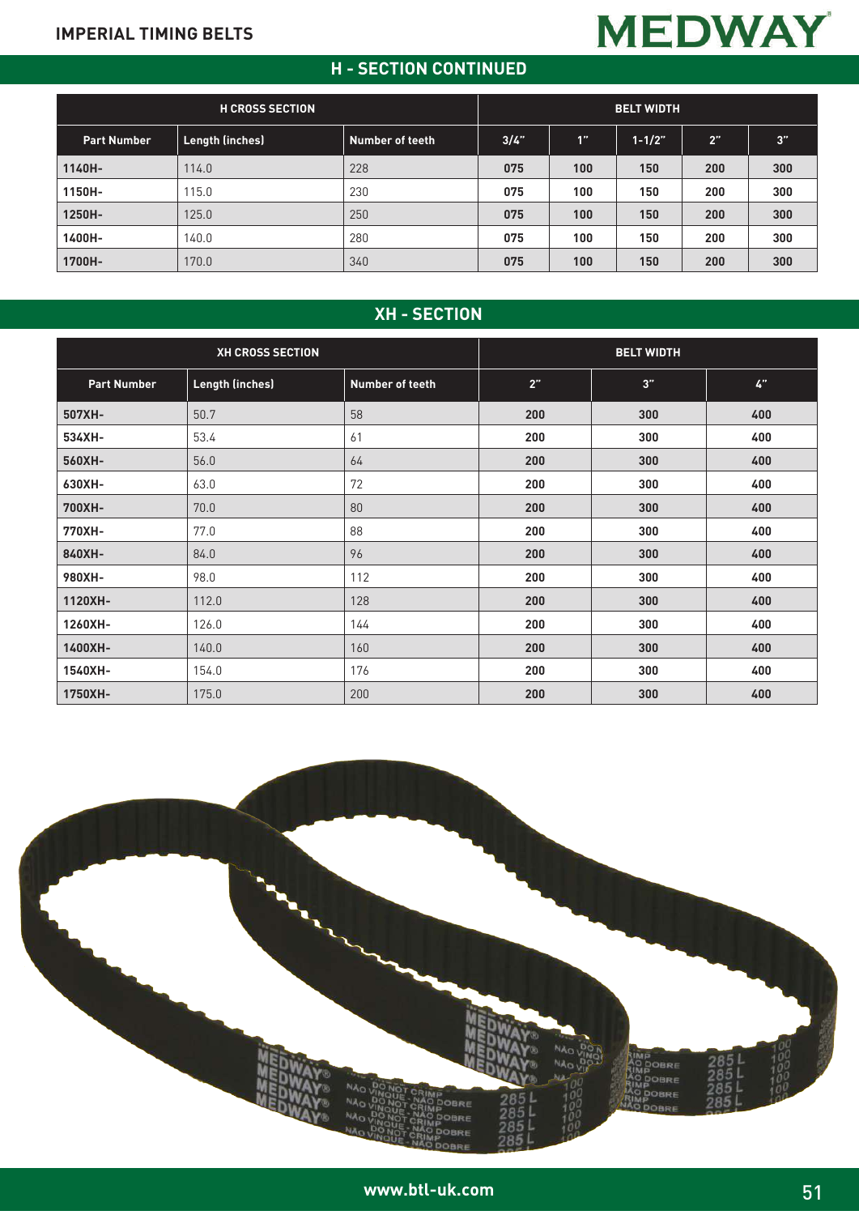## H - SECTION CONTINUED

| H CROSS SECTION | | | BELT WIDTH | | | | |
|---|---|---|---|---|---|---|---|
| Part Number | Length (inches) | Number of teeth | 3/4" | 1" | 1-1/2" | 2" | 3" |
| 1140H- | 114.0 | 228 | 075 | 100 | 150 | 200 | 300 |
| 1150H- | 115.0 | 230 | 075 | 100 | 150 | 200 | 300 |
| 1250H- | 125.0 | 250 | 075 | 100 | 150 | 200 | 300 |
| 1400H- | 140.0 | 280 | 075 | 100 | 150 | 200 | 300 |
| 1700H- | 170.0 | 340 | 075 | 100 | 150 | 200 | 300 |

## XH - SECTION

| XH CROSS SECTION | | | BELT WIDTH | | |
|---|---|---|---|---|---|
| Part Number | Length (inches) | Number of teeth | 2" | 3" | 4" |
| 507XH- | 50.7 | 58 | 200 | 300 | 400 |
| 534XH- | 53.4 | 61 | 200 | 300 | 400 |
| 560XH- | 56.0 | 64 | 200 | 300 | 400 |
| 630XH- | 63.0 | 72 | 200 | 300 | 400 |
| 700XH- | 70.0 | 80 | 200 | 300 | 400 |
| 770XH- | 77.0 | 88 | 200 | 300 | 400 |
| 840XH- | 84.0 | 96 | 200 | 300 | 400 |
| 980XH- | 98.0 | 112 | 200 | 300 | 400 |
| 1120XH- | 112.0 | 128 | 200 | 300 | 400 |
| 1260XH- | 126.0 | 144 | 200 | 300 | 400 |
| 1400XH- | 140.0 | 160 | 200 | 300 | 400 |
| 1540XH- | 154.0 | 176 | 200 | 300 | 400 |
| 1750XH- | 175.0 | 200 | 200 | 300 | 400 |

www.btl-uk.com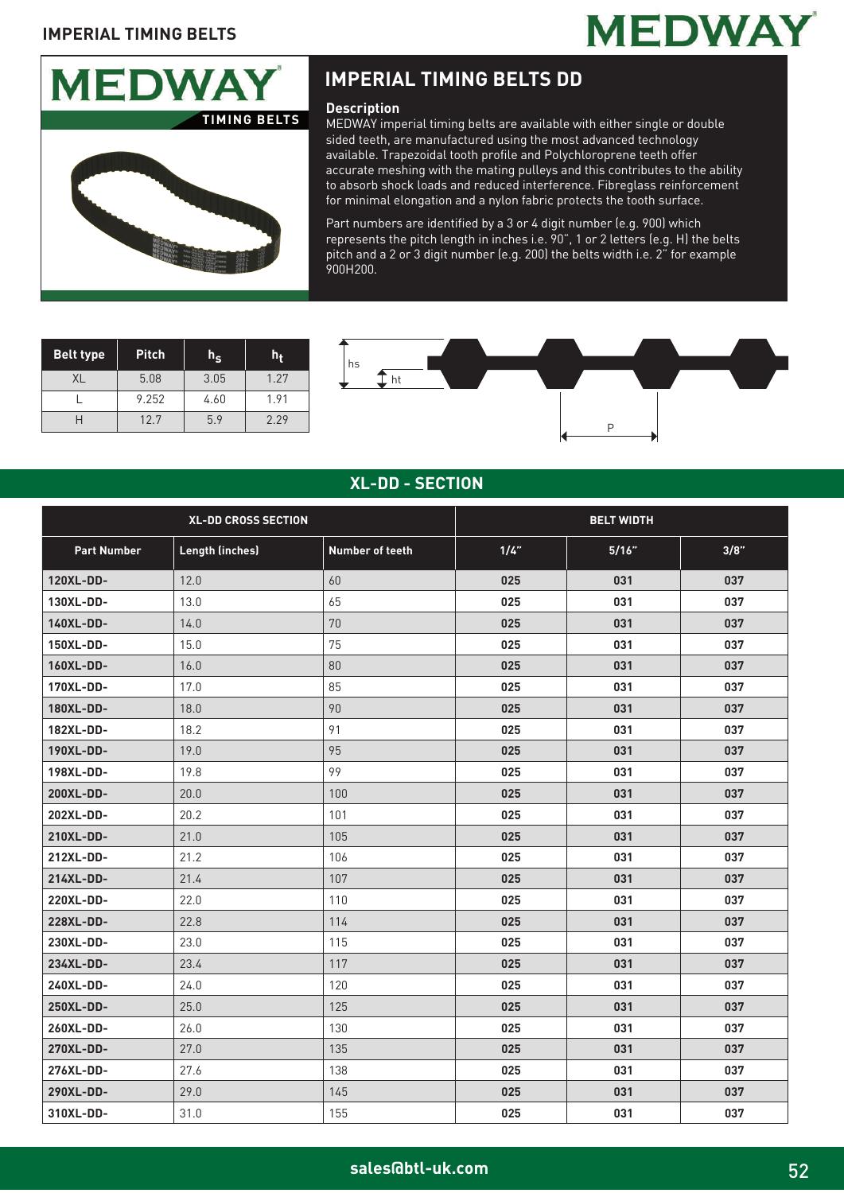## IMPERIAL TIMING BELTS DD

### Description

MEDWAY imperial timing belts are available with either single or double sided teeth, are manufactured using the most advanced technology available. Trapezoidal tooth profile and Polychloroprene teeth offer accurate meshing with the mating pulleys and this contributes to the ability to absorb shock loads and reduced interference. Fibreglass reinforcement for minimal elongation and a nylon fabric protects the tooth surface.

Part numbers are identified by a 3 or 4 digit number (e.g. 900) which represents the pitch length in inches i.e. 90", 1 or 2 letters (e.g. H) the belts pitch and a 2 or 3 digit number (e.g. 200) the belts width i.e. 2" for example 900H200.

| Belt type | Pitch | $h_s$ | $h_t$ |
|---|---|---|---|
| XL | 5.08 | 3.05 | 1.27 |
| L | 9.252 | 4.60 | 1.91 |
| H | 12.7 | 5.9 | 2.29 |

## XL-DD - SECTION

| XL-DD CROSS SECTION | | | BELT WIDTH | | |
|---|---|---|---|---|---|
| **Part Number** | **Length (inches)** | **Number of teeth** | **1/4"** | **5/16"** | **3/8"** |
| 120XL-DD- | 12.0 | 60 | 025 | 031 | 037 |
| 130XL-DD- | 13.0 | 65 | 025 | 031 | 037 |
| 140XL-DD- | 14.0 | 70 | 025 | 031 | 037 |
| 150XL-DD- | 15.0 | 75 | 025 | 031 | 037 |
| 160XL-DD- | 16.0 | 80 | 025 | 031 | 037 |
| 170XL-DD- | 17.0 | 85 | 025 | 031 | 037 |
| 180XL-DD- | 18.0 | 90 | 025 | 031 | 037 |
| 182XL-DD- | 18.2 | 91 | 025 | 031 | 037 |
| 190XL-DD- | 19.0 | 95 | 025 | 031 | 037 |
| 198XL-DD- | 19.8 | 99 | 025 | 031 | 037 |
| 200XL-DD- | 20.0 | 100 | 025 | 031 | 037 |
| 202XL-DD- | 20.2 | 101 | 025 | 031 | 037 |
| 210XL-DD- | 21.0 | 105 | 025 | 031 | 037 |
| 212XL-DD- | 21.2 | 106 | 025 | 031 | 037 |
| 214XL-DD- | 21.4 | 107 | 025 | 031 | 037 |
| 220XL-DD- | 22.0 | 110 | 025 | 031 | 037 |
| 228XL-DD- | 22.8 | 114 | 025 | 031 | 037 |
| 230XL-DD- | 23.0 | 115 | 025 | 031 | 037 |
| 234XL-DD- | 23.4 | 117 | 025 | 031 | 037 |
| 240XL-DD- | 24.0 | 120 | 025 | 031 | 037 |
| 250XL-DD- | 25.0 | 125 | 025 | 031 | 037 |
| 260XL-DD- | 26.0 | 130 | 025 | 031 | 037 |
| 270XL-DD- | 27.0 | 135 | 025 | 031 | 037 |
| 276XL-DD- | 27.6 | 138 | 025 | 031 | 037 |
| 290XL-DD- | 29.0 | 145 | 025 | 031 | 037 |
| 310XL-DD- | 31.0 | 155 | 025 | 031 | 037 |

sales@btl-uk.com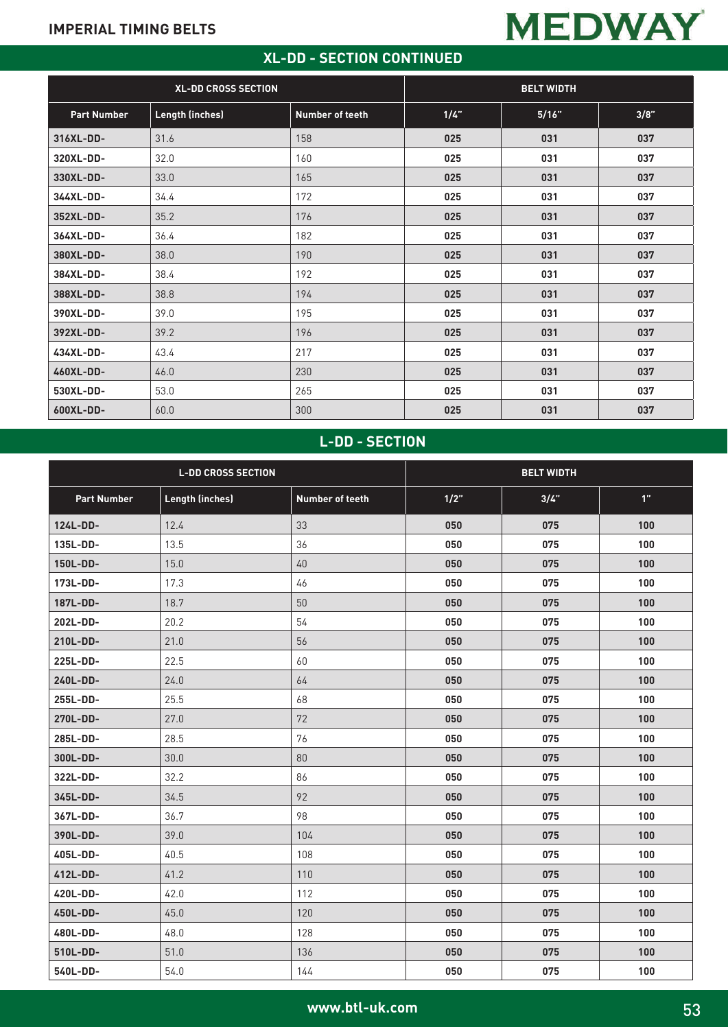## XL-DD - SECTION CONTINUED

| XL-DD CROSS SECTION | | | BELT WIDTH | | |
|---|---|---|---|---|---|
| Part Number | Length (inches) | Number of teeth | 1/4" | 5/16" | 3/8" |
| 316XL-DD- | 31.6 | 158 | 025 | 031 | 037 |
| 320XL-DD- | 32.0 | 160 | 025 | 031 | 037 |
| 330XL-DD- | 33.0 | 165 | 025 | 031 | 037 |
| 344XL-DD- | 34.4 | 172 | 025 | 031 | 037 |
| 352XL-DD- | 35.2 | 176 | 025 | 031 | 037 |
| 364XL-DD- | 36.4 | 182 | 025 | 031 | 037 |
| 380XL-DD- | 38.0 | 190 | 025 | 031 | 037 |
| 384XL-DD- | 38.4 | 192 | 025 | 031 | 037 |
| 388XL-DD- | 38.8 | 194 | 025 | 031 | 037 |
| 390XL-DD- | 39.0 | 195 | 025 | 031 | 037 |
| 392XL-DD- | 39.2 | 196 | 025 | 031 | 037 |
| 434XL-DD- | 43.4 | 217 | 025 | 031 | 037 |
| 460XL-DD- | 46.0 | 230 | 025 | 031 | 037 |
| 530XL-DD- | 53.0 | 265 | 025 | 031 | 037 |
| 600XL-DD- | 60.0 | 300 | 025 | 031 | 037 |

## L-DD - SECTION

| L-DD CROSS SECTION | | | BELT WIDTH | | |
|---|---|---|---|---|---|
| Part Number | Length (inches) | Number of teeth | 1/2" | 3/4" | 1" |
| 124L-DD- | 12.4 | 33 | 050 | 075 | 100 |
| 135L-DD- | 13.5 | 36 | 050 | 075 | 100 |
| 150L-DD- | 15.0 | 40 | 050 | 075 | 100 |
| 173L-DD- | 17.3 | 46 | 050 | 075 | 100 |
| 187L-DD- | 18.7 | 50 | 050 | 075 | 100 |
| 202L-DD- | 20.2 | 54 | 050 | 075 | 100 |
| 210L-DD- | 21.0 | 56 | 050 | 075 | 100 |
| 225L-DD- | 22.5 | 60 | 050 | 075 | 100 |
| 240L-DD- | 24.0 | 64 | 050 | 075 | 100 |
| 255L-DD- | 25.5 | 68 | 050 | 075 | 100 |
| 270L-DD- | 27.0 | 72 | 050 | 075 | 100 |
| 285L-DD- | 28.5 | 76 | 050 | 075 | 100 |
| 300L-DD- | 30.0 | 80 | 050 | 075 | 100 |
| 322L-DD- | 32.2 | 86 | 050 | 075 | 100 |
| 345L-DD- | 34.5 | 92 | 050 | 075 | 100 |
| 367L-DD- | 36.7 | 98 | 050 | 075 | 100 |
| 390L-DD- | 39.0 | 104 | 050 | 075 | 100 |
| 405L-DD- | 40.5 | 108 | 050 | 075 | 100 |
| 412L-DD- | 41.2 | 110 | 050 | 075 | 100 |
| 420L-DD- | 42.0 | 112 | 050 | 075 | 100 |
| 450L-DD- | 45.0 | 120 | 050 | 075 | 100 |
| 480L-DD- | 48.0 | 128 | 050 | 075 | 100 |
| 510L-DD- | 51.0 | 136 | 050 | 075 | 100 |
| 540L-DD- | 54.0 | 144 | 050 | 075 | 100 |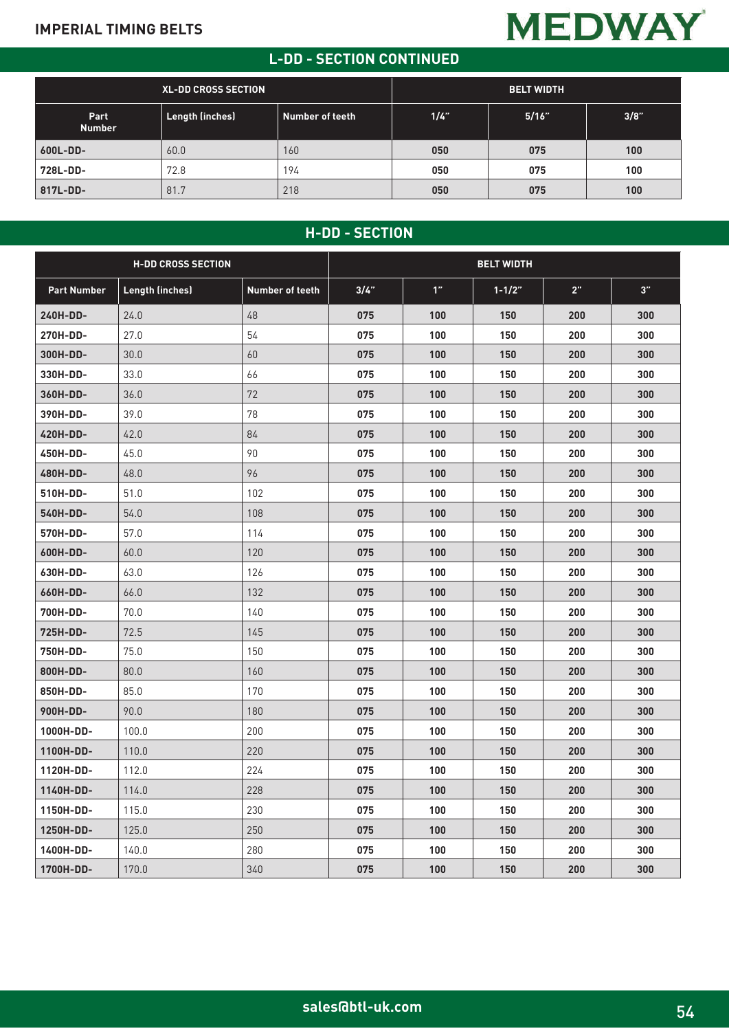## L-DD - SECTION CONTINUED

| XL-DD CROSS SECTION | | | BELT WIDTH | | |
|---|---|---|---|---|---|
| Part Number | Length (inches) | Number of teeth | 1/4" | 5/16" | 3/8" |
| **600L-DD-** | 60.0 | 160 | **050** | **075** | **100** |
| **728L-DD-** | 72.8 | 194 | **050** | **075** | **100** |
| **817L-DD-** | 81.7 | 218 | **050** | **075** | **100** |

## H-DD - SECTION

| H-DD CROSS SECTION | | | BELT WIDTH | | | | |
|---|---|---|---|---|---|---|---|
| Part Number | Length (inches) | Number of teeth | 3/4" | 1" | 1-1/2" | 2" | 3" |
| **240H-DD-** | 24.0 | 48 | **075** | **100** | **150** | **200** | **300** |
| **270H-DD-** | 27.0 | 54 | **075** | **100** | **150** | **200** | **300** |
| **300H-DD-** | 30.0 | 60 | **075** | **100** | **150** | **200** | **300** |
| **330H-DD-** | 33.0 | 66 | **075** | **100** | **150** | **200** | **300** |
| **360H-DD-** | 36.0 | 72 | **075** | **100** | **150** | **200** | **300** |
| **390H-DD-** | 39.0 | 78 | **075** | **100** | **150** | **200** | **300** |
| **420H-DD-** | 42.0 | 84 | **075** | **100** | **150** | **200** | **300** |
| **450H-DD-** | 45.0 | 90 | **075** | **100** | **150** | **200** | **300** |
| **480H-DD-** | 48.0 | 96 | **075** | **100** | **150** | **200** | **300** |
| **510H-DD-** | 51.0 | 102 | **075** | **100** | **150** | **200** | **300** |
| **540H-DD-** | 54.0 | 108 | **075** | **100** | **150** | **200** | **300** |
| **570H-DD-** | 57.0 | 114 | **075** | **100** | **150** | **200** | **300** |
| **600H-DD-** | 60.0 | 120 | **075** | **100** | **150** | **200** | **300** |
| **630H-DD-** | 63.0 | 126 | **075** | **100** | **150** | **200** | **300** |
| **660H-DD-** | 66.0 | 132 | **075** | **100** | **150** | **200** | **300** |
| **700H-DD-** | 70.0 | 140 | **075** | **100** | **150** | **200** | **300** |
| **725H-DD-** | 72.5 | 145 | **075** | **100** | **150** | **200** | **300** |
| **750H-DD-** | 75.0 | 150 | **075** | **100** | **150** | **200** | **300** |
| **800H-DD-** | 80.0 | 160 | **075** | **100** | **150** | **200** | **300** |
| **850H-DD-** | 85.0 | 170 | **075** | **100** | **150** | **200** | **300** |
| **900H-DD-** | 90.0 | 180 | **075** | **100** | **150** | **200** | **300** |
| **1000H-DD-** | 100.0 | 200 | **075** | **100** | **150** | **200** | **300** |
| **1100H-DD-** | 110.0 | 220 | **075** | **100** | **150** | **200** | **300** |
| **1120H-DD-** | 112.0 | 224 | **075** | **100** | **150** | **200** | **300** |
| **1140H-DD-** | 114.0 | 228 | **075** | **100** | **150** | **200** | **300** |
| **1150H-DD-** | 115.0 | 230 | **075** | **100** | **150** | **200** | **300** |
| **1250H-DD-** | 125.0 | 250 | **075** | **100** | **150** | **200** | **300** |
| **1400H-DD-** | 140.0 | 280 | **075** | **100** | **150** | **200** | **300** |
| **1700H-DD-** | 170.0 | 340 | **075** | **100** | **150** | **200** | **300** |

**sales@btl-uk.com**